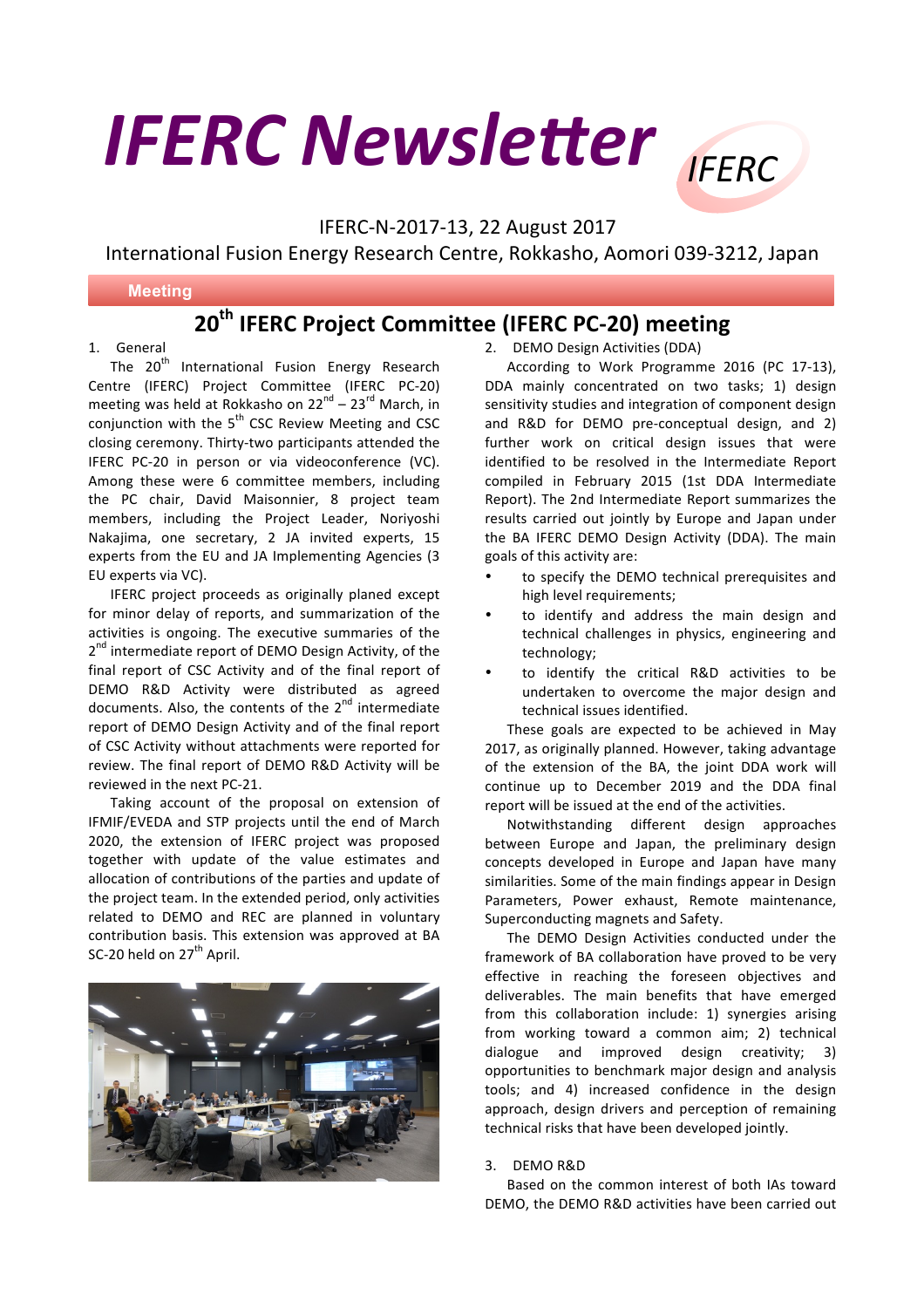# IFERC Newsletter

IFERC-N-2017-13, 22 August 2017

International Fusion Energy Research Centre, Rokkasho, Aomori 039-3212, Japan

**Meeting**

## 20th IFERC Project Committee (IFERC PC-20) meeting

1. General

The 20th International Fusion Energy Research Centre (IFERC) Project Committee (IFERC PC-20) meeting was held at Rokkasho on 22nd – 23rd March, in conjunction with the 5th CSC Review Meeting and CSC closing ceremony. Thirty-two participants attended the IFERC PC-20 in person or via videoconference (VC). Among these were 6 committee members, including the PC chair, David Maisonnier, 8 project team members, including the Project Leader, Noriyoshi Nakajima, one secretary, 2 JA invited experts, 15 experts from the EU and JA Implementing Agencies (3 EU experts via VC).

IFERC project proceeds as originally planed except for minor delay of reports, and summarization of the activities is ongoing. The executive summaries of the 2nd intermediate report of DEMO Design Activity, of the final report of CSC Activity and of the final report of DEMO R&D Activity were distributed as agreed documents. Also, the contents of the 2nd intermediate report of DEMO Design Activity and of the final report of CSC Activity without attachments were reported for review. The final report of DEMO R&D Activity will be reviewed in the next PC-21.

Taking account of the proposal on extension of IFMIF/EVEDA and STP projects until the end of March 2020, the extension of IFERC project was proposed together with update of the value estimates and allocation of contributions of the parties and update of the project team. In the extended period, only activities related to DEMO and REC are planned in voluntary contribution basis. This extension was approved at BA SC-20 held on 27th April.

2. DEMO Design Activities (DDA)

According to Work Programme 2016 (PC 17-13), DDA mainly concentrated on two tasks; 1) design sensitivity studies and integration of component design and R&D for DEMO pre-conceptual design, and 2) further work on critical design issues that were identified to be resolved in the Intermediate Report compiled in February 2015 (1st DDA Intermediate Report). The 2nd Intermediate Report summarizes the results carried out jointly by Europe and Japan under the BA IFERC DEMO Design Activity (DDA). The main goals of this activity are:

- to specify the DEMO technical prerequisites and high level requirements;
- to identify and address the main design and technical challenges in physics, engineering and technology;
- to identify the critical R&D activities to be undertaken to overcome the major design and technical issues identified.

These goals are expected to be achieved in May 2017, as originally planned. However, taking advantage of the extension of the BA, the joint DDA work will continue up to December 2019 and the DDA final report will be issued at the end of the activities.

Notwithstanding different design approaches between Europe and Japan, the preliminary design concepts developed in Europe and Japan have many similarities. Some of the main findings appear in Design Parameters, Power exhaust, Remote maintenance, Superconducting magnets and Safety.

The DEMO Design Activities conducted under the framework of BA collaboration have proved to be very effective in reaching the foreseen objectives and deliverables. The main benefits that have emerged from this collaboration include: 1) synergies arising from working toward a common aim; 2) technical dialogue and improved design creativity; 3) opportunities to benchmark major design and analysis tools; and 4) increased confidence in the design approach, design drivers and perception of remaining technical risks that have been developed jointly.

3. DEMO R&D

Based on the common interest of both IAs toward DEMO, the DEMO R&D activities have been carried out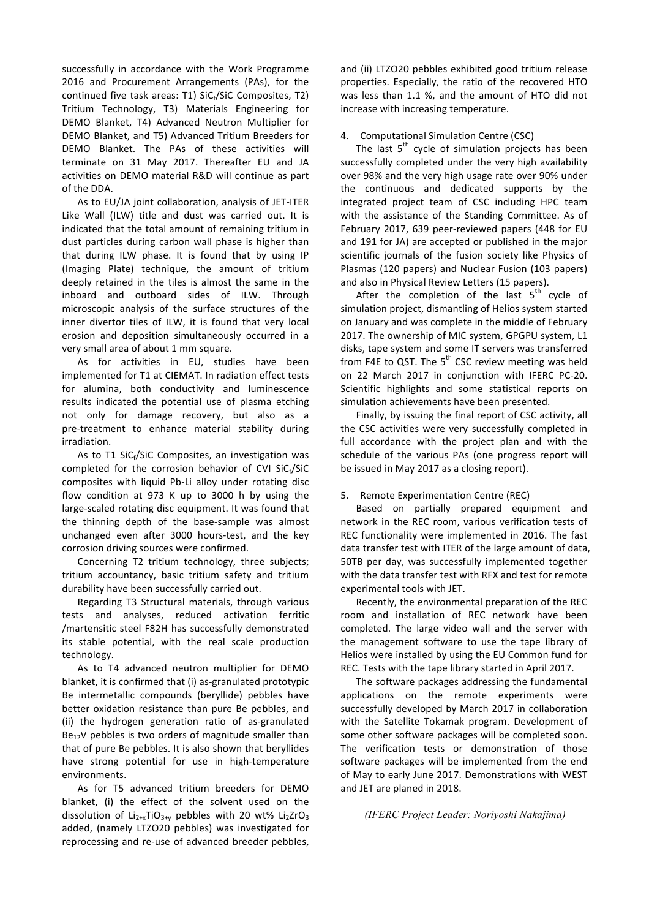successfully in accordance with the Work Programme 2016 and Procurement Arrangements (PAs), for the continued five task areas: T1) $SiC_f/SiC$ Composites, T2) Tritium Technology, T3) Materials Engineering for DEMO Blanket, T4) Advanced Neutron Multiplier for DEMO Blanket, and T5) Advanced Tritium Breeders for DEMO Blanket. The PAs of these activities will terminate on 31 May 2017. Thereafter EU and JA activities on DEMO material R&D will continue as part of the DDA.

As to EU/JA joint collaboration, analysis of JET-ITER Like Wall (ILW) title and dust was carried out. It is indicated that the total amount of remaining tritium in dust particles during carbon wall phase is higher than that during ILW phase. It is found that by using IP (Imaging Plate) technique, the amount of tritium deeply retained in the tiles is almost the same in the inboard and outboard sides of ILW. Through microscopic analysis of the surface structures of the inner divertor tiles of ILW, it is found that very local erosion and deposition simultaneously occurred in a very small area of about 1 mm square.

As for activities in EU, studies have been implemented for T1 at CIEMAT. In radiation effect tests for alumina, both conductivity and luminescence results indicated the potential use of plasma etching not only for damage recovery, but also as a pre-treatment to enhance material stability during irradiation.

As to T1 $SiC_f/SiC$ Composites, an investigation was completed for the corrosion behavior of CVI $SiC_f/SiC$ composites with liquid Pb-Li alloy under rotating disc flow condition at 973 K up to 3000 h by using the large-scaled rotating disc equipment. It was found that the thinning depth of the base-sample was almost unchanged even after 3000 hours-test, and the key corrosion driving sources were confirmed.

Concerning T2 tritium technology, three subjects; tritium accountancy, basic tritium safety and tritium durability have been successfully carried out.

Regarding T3 Structural materials, through various tests and analyses, reduced activation ferritic /martensitic steel F82H has successfully demonstrated its stable potential, with the real scale production technology.

As to T4 advanced neutron multiplier for DEMO blanket, it is confirmed that (i) as-granulated prototypic Be intermetallic compounds (beryllide) pebbles have better oxidation resistance than pure Be pebbles, and (ii) the hydrogen generation ratio of as-granulated $Be_{12}V$ pebbles is two orders of magnitude smaller than that of pure Be pebbles. It is also shown that beryllides have strong potential for use in high-temperature environments.

As for T5 advanced tritium breeders for DEMO blanket, (i) the effect of the solvent used on the dissolution of $Li_{2+x}TiO_{3+y}$ pebbles with 20 wt% $Li_2ZrO_3$ added, (namely LTZO20 pebbles) was investigated for reprocessing and re-use of advanced breeder pebbles, and (ii) LTZO20 pebbles exhibited good tritium release properties. Especially, the ratio of the recovered HTO was less than 1.1 %, and the amount of HTO did not increase with increasing temperature.

4. Computational Simulation Centre (CSC)

The last 5th cycle of simulation projects has been successfully completed under the very high availability over 98% and the very high usage rate over 90% under the continuous and dedicated supports by the integrated project team of CSC including HPC team with the assistance of the Standing Committee. As of February 2017, 639 peer-reviewed papers (448 for EU and 191 for JA) are accepted or published in the major scientific journals of the fusion society like Physics of Plasmas (120 papers) and Nuclear Fusion (103 papers) and also in Physical Review Letters (15 papers).

After the completion of the last 5th cycle of simulation project, dismantling of Helios system started on January and was complete in the middle of February 2017. The ownership of MIC system, GPGPU system, L1 disks, tape system and some IT servers was transferred from F4E to QST. The 5th CSC review meeting was held on 22 March 2017 in conjunction with IFERC PC-20. Scientific highlights and some statistical reports on simulation achievements have been presented.

Finally, by issuing the final report of CSC activity, all the CSC activities were very successfully completed in full accordance with the project plan and with the schedule of the various PAs (one progress report will be issued in May 2017 as a closing report).

5. Remote Experimentation Centre (REC)

Based on partially prepared equipment and network in the REC room, various verification tests of REC functionality were implemented in 2016. The fast data transfer test with ITER of the large amount of data, 50TB per day, was successfully implemented together with the data transfer test with RFX and test for remote experimental tools with JET.

Recently, the environmental preparation of the REC room and installation of REC network have been completed. The large video wall and the server with the management software to use the tape library of Helios were installed by using the EU Common fund for REC. Tests with the tape library started in April 2017.

The software packages addressing the fundamental applications on the remote experiments were successfully developed by March 2017 in collaboration with the Satellite Tokamak program. Development of some other software packages will be completed soon. The verification tests or demonstration of those software packages will be implemented from the end of May to early June 2017. Demonstrations with WEST and JET are planed in 2018.

*(IFERC Project Leader: Noriyoshi Nakajima)*